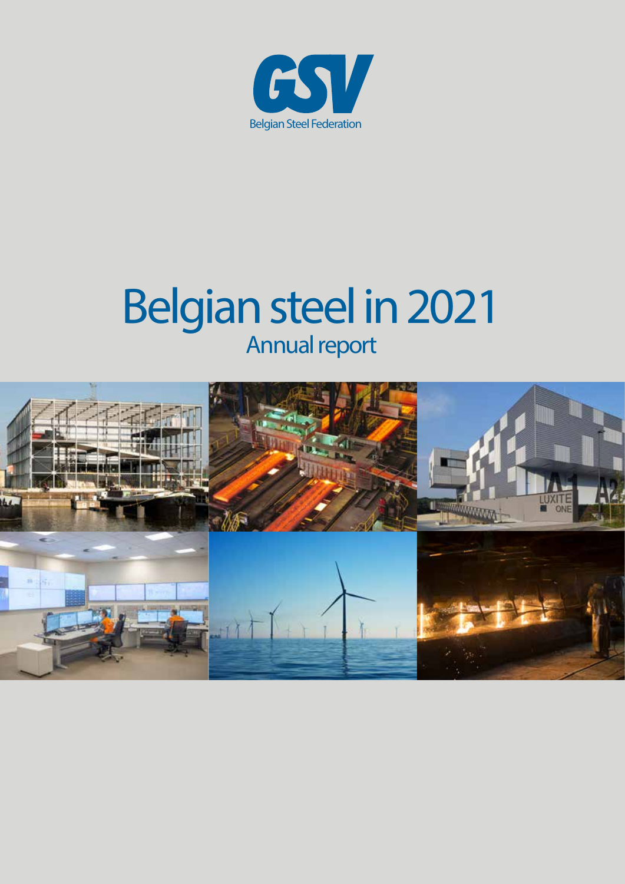GSV

Belgian Steel Federation

# Belgian steel in 2021

## Annual report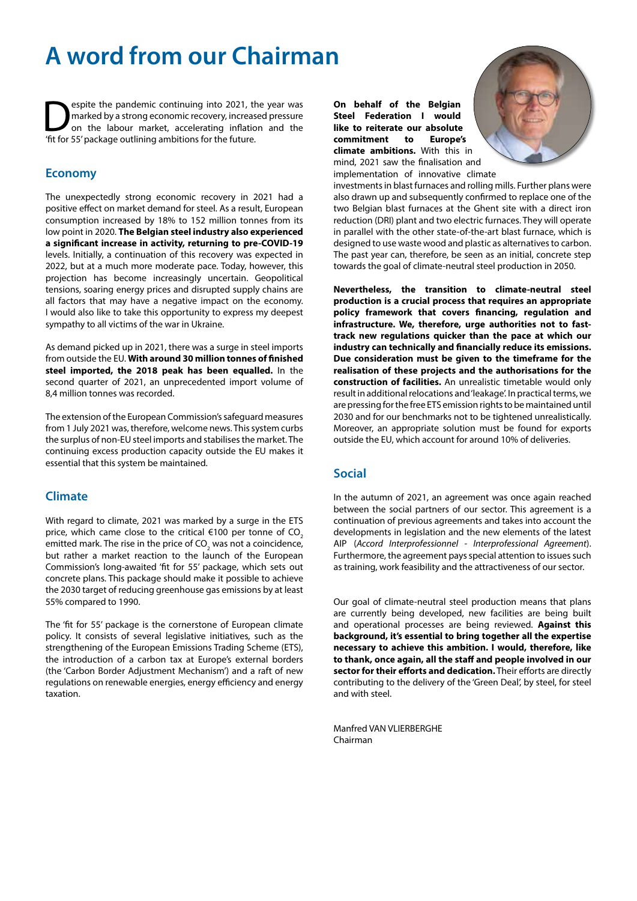# A word from our Chairman

Despite the pandemic continuing into 2021, the year was marked by a strong economic recovery, increased pressure on the labour market, accelerating inflation and the 'fit for 55' package outlining ambitions for the future.

## Economy

The unexpectedly strong economic recovery in 2021 had a positive effect on market demand for steel. As a result, European consumption increased by 18% to 152 million tonnes from its low point in 2020. **The Belgian steel industry also experienced a significant increase in activity, returning to pre-COVID-19 levels.** Initially, a continuation of this recovery was expected in 2022, but at a much more moderate pace. Today, however, this projection has become increasingly uncertain. Geopolitical tensions, soaring energy prices and disrupted supply chains are all factors that may have a negative impact on the economy. I would also like to take this opportunity to express my deepest sympathy to all victims of the war in Ukraine.

As demand picked up in 2021, there was a surge in steel imports from outside the EU. **With around 30 million tonnes of finished steel imported, the 2018 peak has been equalled.** In the second quarter of 2021, an unprecedented import volume of 8,4 million tonnes was recorded.

The extension of the European Commission's safeguard measures from 1 July 2021 was, therefore, welcome news. This system curbs the surplus of non-EU steel imports and stabilises the market. The continuing excess production capacity outside the EU makes it essential that this system be maintained.

## Climate

With regard to climate, 2021 was marked by a surge in the ETS price, which came close to the critical €100 per tonne of $CO_2$ emitted mark. The rise in the price of $CO_2$ was not a coincidence, but rather a market reaction to the launch of the European Commission's long-awaited 'fit for 55' package, which sets out concrete plans. This package should make it possible to achieve the 2030 target of reducing greenhouse gas emissions by at least 55% compared to 1990.

The 'fit for 55' package is the cornerstone of European climate policy. It consists of several legislative initiatives, such as the strengthening of the European Emissions Trading Scheme (ETS), the introduction of a carbon tax at Europe's external borders (the 'Carbon Border Adjustment Mechanism') and a raft of new regulations on renewable energies, energy efficiency and energy taxation.

**On behalf of the Belgian Steel Federation I would like to reiterate our absolute commitment to Europe's climate ambitions.** With this in mind, 2021 saw the finalisation and implementation of innovative climate investments in blast furnaces and rolling mills. Further plans were also drawn up and subsequently confirmed to replace one of the two Belgian blast furnaces at the Ghent site with a direct iron reduction (DRI) plant and two electric furnaces. They will operate in parallel with the other state-of-the-art blast furnace, which is designed to use waste wood and plastic as alternatives to carbon. The past year can, therefore, be seen as an initial, concrete step towards the goal of climate-neutral steel production in 2050.

**Nevertheless, the transition to climate-neutral steel production is a crucial process that requires an appropriate policy framework that covers financing, regulation and infrastructure. We, therefore, urge authorities not to fast-track new regulations quicker than the pace at which our industry can technically and financially reduce its emissions. Due consideration must be given to the timeframe for the realisation of these projects and the authorisations for the construction of facilities.** An unrealistic timetable would only result in additional relocations and 'leakage'. In practical terms, we are pressing for the free ETS emission rights to be maintained until 2030 and for our benchmarks not to be tightened unrealistically. Moreover, an appropriate solution must be found for exports outside the EU, which account for around 10% of deliveries.

## Social

In the autumn of 2021, an agreement was once again reached between the social partners of our sector. This agreement is a continuation of previous agreements and takes into account the developments in legislation and the new elements of the latest AIP (*Accord Interprofessionnel - Interprofessional Agreement*). Furthermore, the agreement pays special attention to issues such as training, work feasibility and the attractiveness of our sector.

Our goal of climate-neutral steel production means that plans are currently being developed, new facilities are being built and operational processes are being reviewed. **Against this background, it's essential to bring together all the expertise necessary to achieve this ambition. I would, therefore, like to thank, once again, all the staff and people involved in our sector for their efforts and dedication.** Their efforts are directly contributing to the delivery of the 'Green Deal', by steel, for steel and with steel.

Manfred VAN VLIERBERGHE
Chairman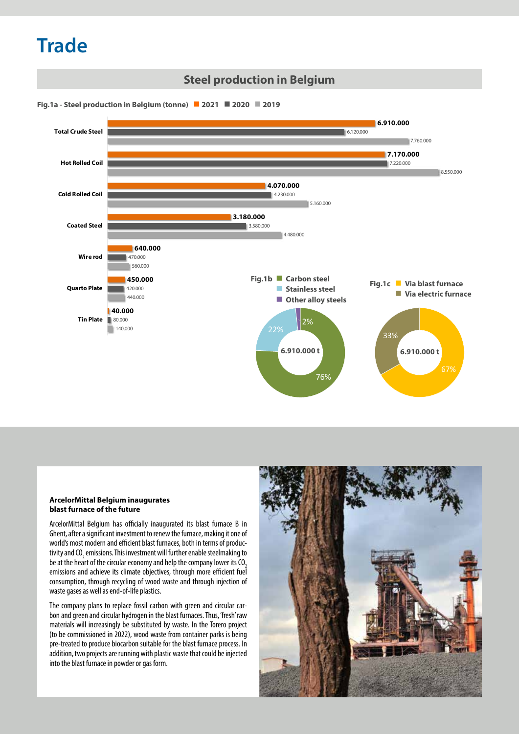# Trade

## Steel production in Belgium

**Fig.1a - Steel production in Belgium (tonne)** 2021 2020 2019

| | 2021 | 2020 | 2019 |
|---|---|---|---|
| Total Crude Steel | 6.910.000 | 6.120.000 | 7.760.000 |
| Hot Rolled Coil | 7.170.000 | 7.220.000 | 8.550.000 |
| Cold Rolled Coil | 4.070.000 | 4.230.000 | 5.160.000 |
| Coated Steel | 3.180.000 | 3.580.000 | 4.480.000 |
| Wire rod | 640.000 | 470.000 | 560.000 |
| Quarto Plate | 450.000 | 420.000 | 440.000 |
| Tin Plate | 40.000 | 80.000 | 140.000 |

**Fig.1b** (6.910.000 t)

- Carbon steel: 76%
- Stainless steel: 22%
- Other alloy steels: 2%

**Fig.1c** (6.910.000 t)

- Via blast furnace: 67%
- Via electric furnace: 33%

### ArcelorMittal Belgium inaugurates blast furnace of the future

ArcelorMittal Belgium has officially inaugurated its blast furnace B in Ghent, after a significant investment to renew the furnace, making it one of world's most modern and efficient blast furnaces, both in terms of productivity and $CO_2$ emissions. This investment will further enable steelmaking to be at the heart of the circular economy and help the company lower its $CO_2$ emissions and achieve its climate objectives, through more efficient fuel consumption, through recycling of wood waste and through injection of waste gases as well as end-of-life plastics.

The company plans to replace fossil carbon with green and circular carbon and green and circular hydrogen in the blast furnaces. Thus, 'fresh' raw materials will increasingly be substituted by waste. In the Torero project (to be commissioned in 2022), wood waste from container parks is being pre-treated to produce biocarbon suitable for the blast furnace process. In addition, two projects are running with plastic waste that could be injected into the blast furnace in powder or gas form.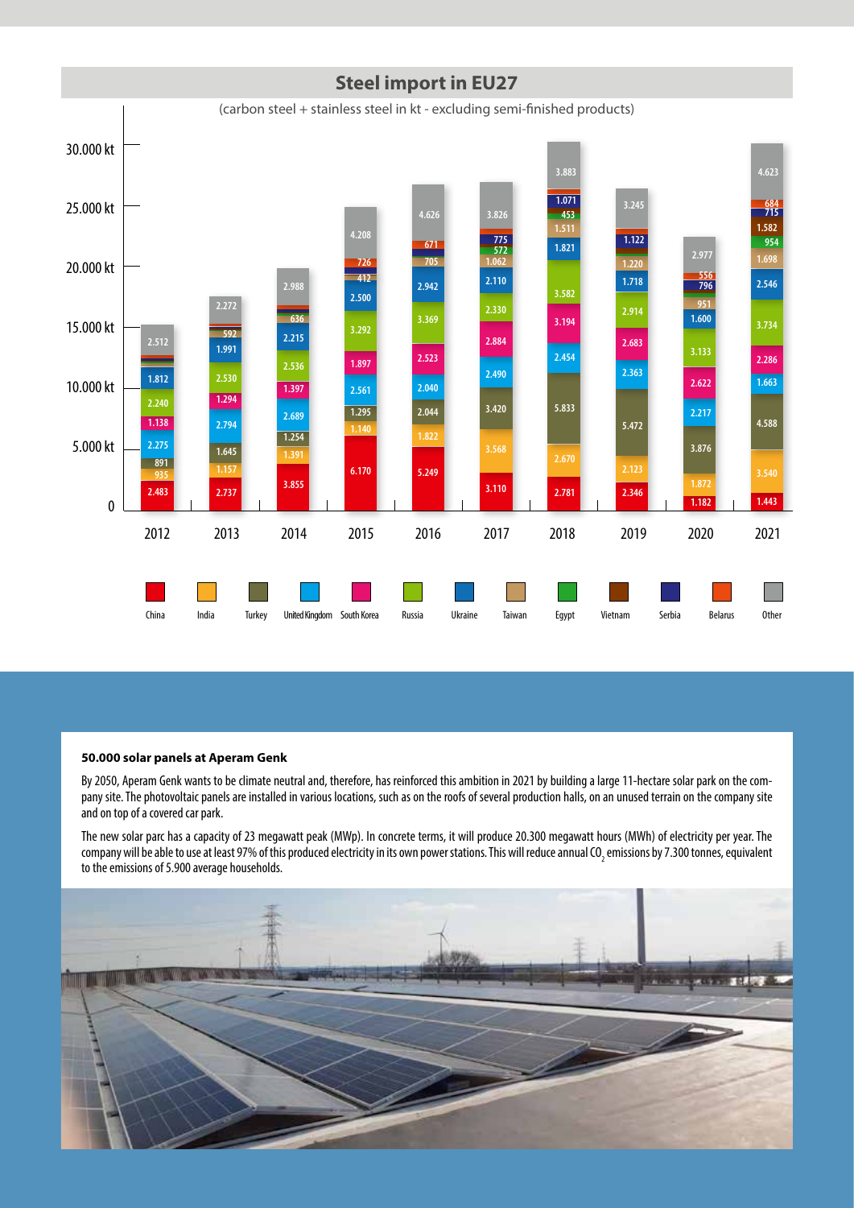## Steel import in EU27

(carbon steel + stainless steel in kt - excluding semi-finished products)

| | China | India | Turkey | United Kingdom | South Korea | Russia | Ukraine | Taiwan | Egypt | Vietnam | Serbia | Belarus | Other |
|---|---|---|---|---|---|---|---|---|---|---|---|---|---|
| 2012 | 2.483 | 935 | 891 | 2.275 | 1.138 | 2.240 | 1.812 | | | | | | 2.512 |
| 2013 | 2.737 | 1.157 | 1.645 | 2.794 | 1.294 | 2.530 | 1.991 | 592 | | | | | 2.272 |
| 2014 | 3.855 | 1.391 | 1.254 | 2.689 | 1.397 | 2.536 | 2.215 | 636 | | | | | 2.988 |
| 2015 | 6.170 | 1.140 | 1.295 | 2.561 | 1.897 | 3.292 | 2.500 | 412 | | | | 726 | 4.208 |
| 2016 | 5.249 | 1.822 | 2.044 | 2.040 | 2.523 | 3.369 | 2.942 | 705 | | | | 671 | 4.626 |
| 2017 | 3.110 | 3.568 | 3.420 | 2.490 | 2.884 | 2.330 | 2.110 | 1.062 | 572 | | 775 | | 3.826 |
| 2018 | 2.781 | 2.670 | 5.833 | 2.454 | 3.194 | 3.582 | 1.821 | 1.511 | 453 | | 1.071 | | 3.883 |
| 2019 | 2.346 | 2.123 | 5.472 | 2.363 | 2.683 | 2.914 | 1.718 | 1.220 | | | 1.122 | | 3.245 |
| 2020 | 1.182 | 1.872 | 3.876 | 2.217 | 2.622 | 3.133 | 1.600 | 951 | | | 796 | 556 | 2.977 |
| 2021 | 1.443 | 3.540 | 4.588 | 1.663 | 2.286 | 3.734 | 2.546 | 1.698 | 954 | 1.582 | 715 | 684 | 4.623 |

### 50.000 solar panels at Aperam Genk

By 2050, Aperam Genk wants to be climate neutral and, therefore, has reinforced this ambition in 2021 by building a large 11-hectare solar park on the company site. The photovoltaic panels are installed in various locations, such as on the roofs of several production halls, on an unused terrain on the company site and on top of a covered car park.

The new solar parc has a capacity of 23 megawatt peak (MWp). In concrete terms, it will produce 20.300 megawatt hours (MWh) of electricity per year. The company will be able to use at least 97% of this produced electricity in its own power stations. This will reduce annual $CO_2$ emissions by 7.300 tonnes, equivalent to the emissions of 5.900 average households.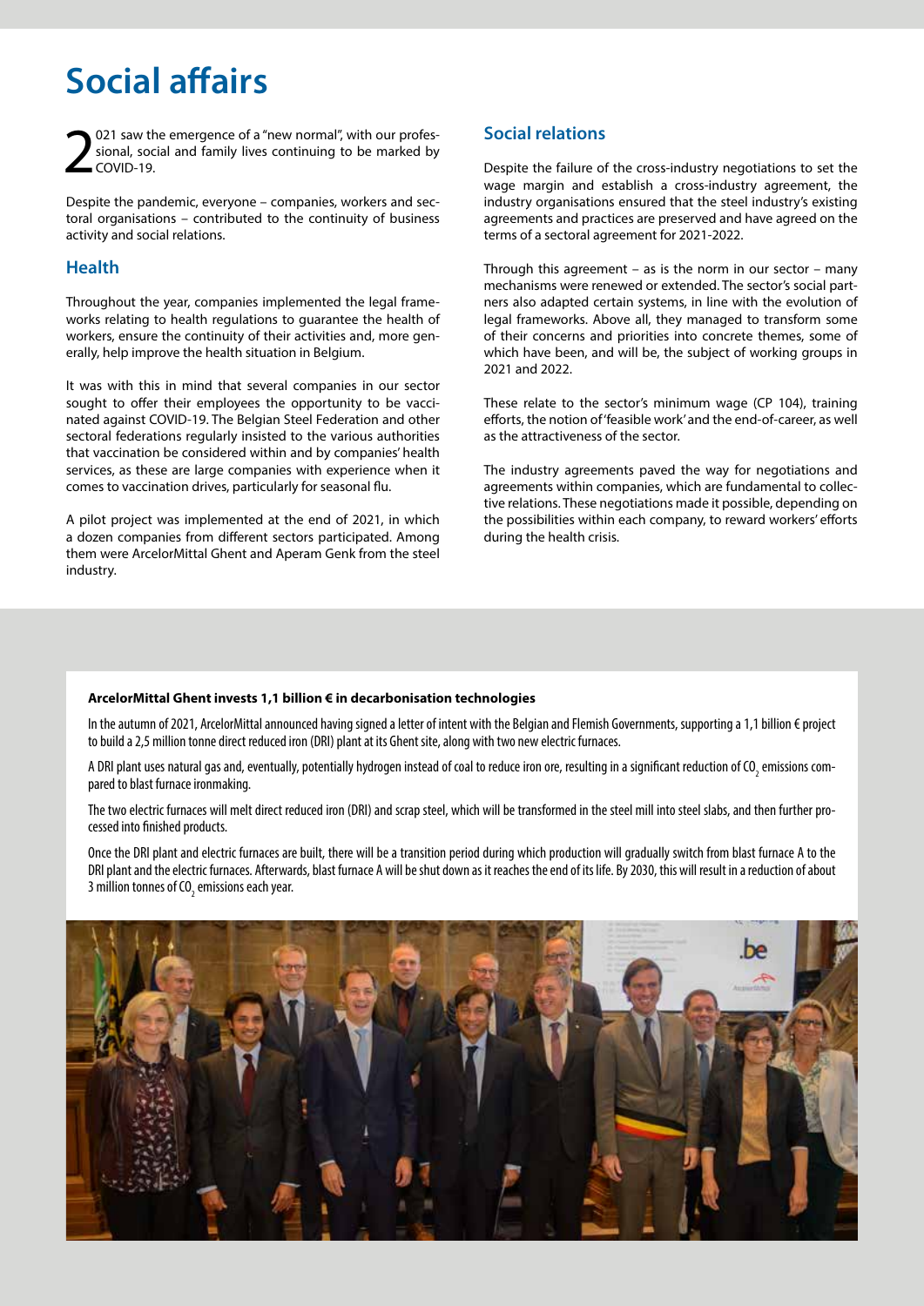# Social affairs

2021 saw the emergence of a "new normal", with our professional, social and family lives continuing to be marked by COVID-19.

Despite the pandemic, everyone – companies, workers and sectoral organisations – contributed to the continuity of business activity and social relations.

## Health

Throughout the year, companies implemented the legal frameworks relating to health regulations to guarantee the health of workers, ensure the continuity of their activities and, more generally, help improve the health situation in Belgium.

It was with this in mind that several companies in our sector sought to offer their employees the opportunity to be vaccinated against COVID-19. The Belgian Steel Federation and other sectoral federations regularly insisted to the various authorities that vaccination be considered within and by companies' health services, as these are large companies with experience when it comes to vaccination drives, particularly for seasonal flu.

A pilot project was implemented at the end of 2021, in which a dozen companies from different sectors participated. Among them were ArcelorMittal Ghent and Aperam Genk from the steel industry.

## Social relations

Despite the failure of the cross-industry negotiations to set the wage margin and establish a cross-industry agreement, the industry organisations ensured that the steel industry's existing agreements and practices are preserved and have agreed on the terms of a sectoral agreement for 2021-2022.

Through this agreement – as is the norm in our sector – many mechanisms were renewed or extended. The sector's social partners also adapted certain systems, in line with the evolution of legal frameworks. Above all, they managed to transform some of their concerns and priorities into concrete themes, some of which have been, and will be, the subject of working groups in 2021 and 2022.

These relate to the sector's minimum wage (CP 104), training efforts, the notion of 'feasible work' and the end-of-career, as well as the attractiveness of the sector.

The industry agreements paved the way for negotiations and agreements within companies, which are fundamental to collective relations. These negotiations made it possible, depending on the possibilities within each company, to reward workers' efforts during the health crisis.

**ArcelorMittal Ghent invests 1,1 billion € in decarbonisation technologies**

In the autumn of 2021, ArcelorMittal announced having signed a letter of intent with the Belgian and Flemish Governments, supporting a 1,1 billion € project to build a 2,5 million tonne direct reduced iron (DRI) plant at its Ghent site, along with two new electric furnaces.

A DRI plant uses natural gas and, eventually, potentially hydrogen instead of coal to reduce iron ore, resulting in a significant reduction of $CO_2$ emissions compared to blast furnace ironmaking.

The two electric furnaces will melt direct reduced iron (DRI) and scrap steel, which will be transformed in the steel mill into steel slabs, and then further processed into finished products.

Once the DRI plant and electric furnaces are built, there will be a transition period during which production will gradually switch from blast furnace A to the DRI plant and the electric furnaces. Afterwards, blast furnace A will be shut down as it reaches the end of its life. By 2030, this will result in a reduction of about 3 million tonnes of $CO_2$ emissions each year.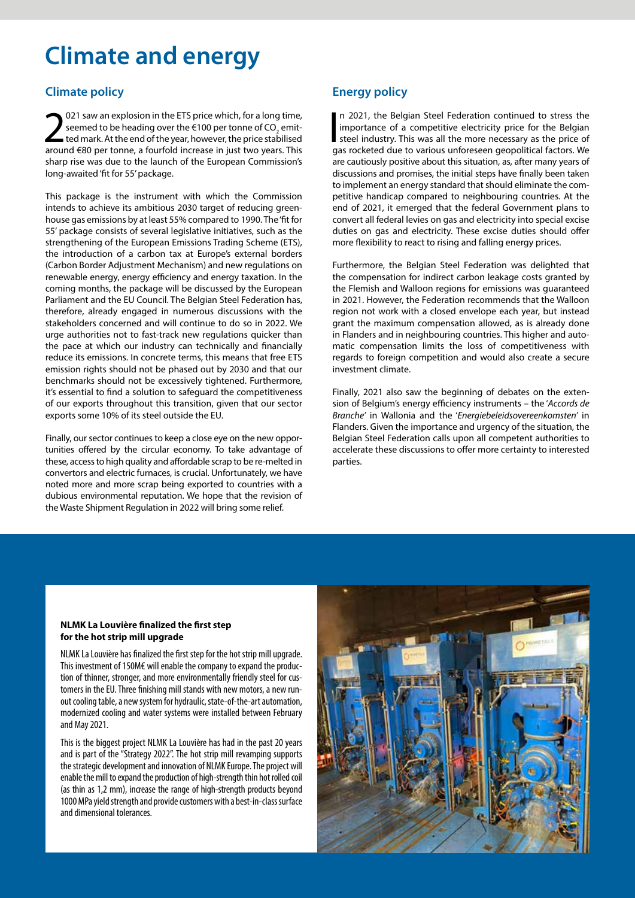# Climate and energy

## Climate policy

2021 saw an explosion in the ETS price which, for a long time, seemed to be heading over the €100 per tonne of $CO_2$ emitted mark. At the end of the year, however, the price stabilised around €80 per tonne, a fourfold increase in just two years. This sharp rise was due to the launch of the European Commission's long-awaited 'fit for 55' package.

This package is the instrument with which the Commission intends to achieve its ambitious 2030 target of reducing greenhouse gas emissions by at least 55% compared to 1990. The 'fit for 55' package consists of several legislative initiatives, such as the strengthening of the European Emissions Trading Scheme (ETS), the introduction of a carbon tax at Europe's external borders (Carbon Border Adjustment Mechanism) and new regulations on renewable energy, energy efficiency and energy taxation. In the coming months, the package will be discussed by the European Parliament and the EU Council. The Belgian Steel Federation has, therefore, already engaged in numerous discussions with the stakeholders concerned and will continue to do so in 2022. We urge authorities not to fast-track new regulations quicker than the pace at which our industry can technically and financially reduce its emissions. In concrete terms, this means that free ETS emission rights should not be phased out by 2030 and that our benchmarks should not be excessively tightened. Furthermore, it's essential to find a solution to safeguard the competitiveness of our exports throughout this transition, given that our sector exports some 10% of its steel outside the EU.

Finally, our sector continues to keep a close eye on the new opportunities offered by the circular economy. To take advantage of these, access to high quality and affordable scrap to be re-melted in convertors and electric furnaces, is crucial. Unfortunately, we have noted more and more scrap being exported to countries with a dubious environmental reputation. We hope that the revision of the Waste Shipment Regulation in 2022 will bring some relief.

## Energy policy

In 2021, the Belgian Steel Federation continued to stress the importance of a competitive electricity price for the Belgian steel industry. This was all the more necessary as the price of gas rocketed due to various unforeseen geopolitical factors. We are cautiously positive about this situation, as, after many years of discussions and promises, the initial steps have finally been taken to implement an energy standard that should eliminate the competitive handicap compared to neighbouring countries. At the end of 2021, it emerged that the federal Government plans to convert all federal levies on gas and electricity into special excise duties on gas and electricity. These excise duties should offer more flexibility to react to rising and falling energy prices.

Furthermore, the Belgian Steel Federation was delighted that the compensation for indirect carbon leakage costs granted by the Flemish and Walloon regions for emissions was guaranteed in 2021. However, the Federation recommends that the Walloon region not work with a closed envelope each year, but instead grant the maximum compensation allowed, as is already done in Flanders and in neighbouring countries. This higher and automatic compensation limits the loss of competitiveness with regards to foreign competition and would also create a secure investment climate.

Finally, 2021 also saw the beginning of debates on the extension of Belgium's energy efficiency instruments – the '*Accords de Branche*' in Wallonia and the '*Energiebeleidsovereenkomsten*' in Flanders. Given the importance and urgency of the situation, the Belgian Steel Federation calls upon all competent authorities to accelerate these discussions to offer more certainty to interested parties.

**NLMK La Louvière finalized the first step for the hot strip mill upgrade**

NLMK La Louvière has finalized the first step for the hot strip mill upgrade. This investment of 150M€ will enable the company to expand the production of thinner, stronger, and more environmentally friendly steel for customers in the EU. Three finishing mill stands with new motors, a new run-out cooling table, a new system for hydraulic, state-of-the-art automation, modernized cooling and water systems were installed between February and May 2021.

This is the biggest project NLMK La Louvière has had in the past 20 years and is part of the "Strategy 2022". The hot strip mill revamping supports the strategic development and innovation of NLMK Europe. The project will enable the mill to expand the production of high-strength thin hot rolled coil (as thin as 1,2 mm), increase the range of high-strength products beyond 1000 MPa yield strength and provide customers with a best-in-class surface and dimensional tolerances.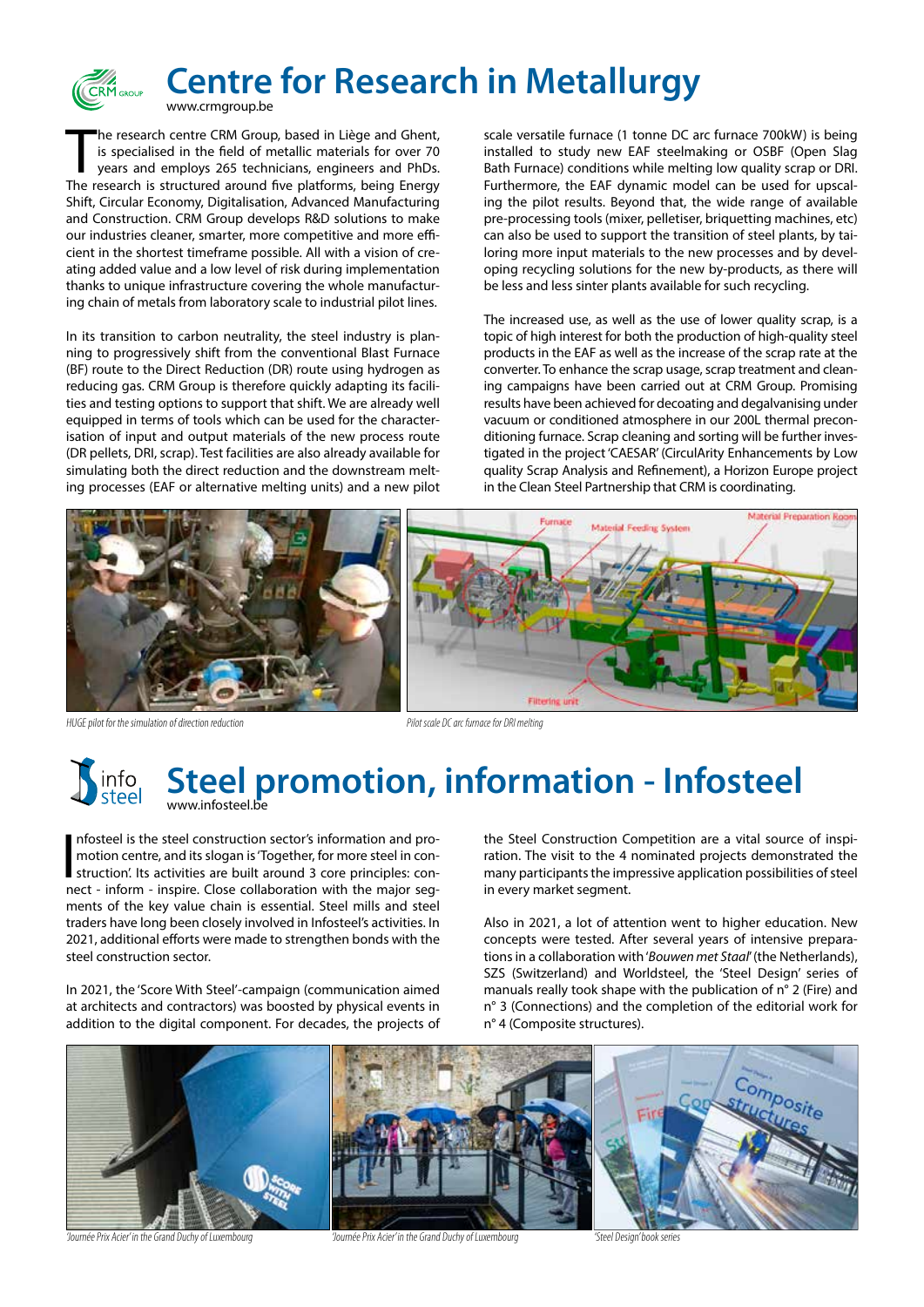# Centre for Research in Metallurgy

www.crmgroup.be

The research centre CRM Group, based in Liège and Ghent, is specialised in the field of metallic materials for over 70 years and employs 265 technicians, engineers and PhDs. The research is structured around five platforms, being Energy Shift, Circular Economy, Digitalisation, Advanced Manufacturing and Construction. CRM Group develops R&D solutions to make our industries cleaner, smarter, more competitive and more efficient in the shortest timeframe possible. All with a vision of creating added value and a low level of risk during implementation thanks to unique infrastructure covering the whole manufacturing chain of metals from laboratory scale to industrial pilot lines.

In its transition to carbon neutrality, the steel industry is planning to progressively shift from the conventional Blast Furnace (BF) route to the Direct Reduction (DR) route using hydrogen as reducing gas. CRM Group is therefore quickly adapting its facilities and testing options to support that shift. We are already well equipped in terms of tools which can be used for the characterisation of input and output materials of the new process route (DR pellets, DRI, scrap). Test facilities are also already available for simulating both the direct reduction and the downstream melting processes (EAF or alternative melting units) and a new pilot scale versatile furnace (1 tonne DC arc furnace 700kW) is being installed to study new EAF steelmaking or OSBF (Open Slag Bath Furnace) conditions while melting low quality scrap or DRI. Furthermore, the EAF dynamic model can be used for upscaling the pilot results. Beyond that, the wide range of available pre-processing tools (mixer, pelletiser, briquetting machines, etc) can also be used to support the transition of steel plants, by tailoring more input materials to the new processes and by developing recycling solutions for the new by-products, as there will be less and less sinter plants available for such recycling.

The increased use, as well as the use of lower quality scrap, is a topic of high interest for both the production of high-quality steel products in the EAF as well as the increase of the scrap rate at the converter. To enhance the scrap usage, scrap treatment and cleaning campaigns have been carried out at CRM Group. Promising results have been achieved for decoating and degalvanising under vacuum or conditioned atmosphere in our 200L thermal preconditioning furnace. Scrap cleaning and sorting will be further investigated in the project 'CAESAR' (CirculArity Enhancements by Low quality Scrap Analysis and Refinement), a Horizon Europe project in the Clean Steel Partnership that CRM is coordinating.

*HUGE pilot for the simulation of direction reduction*

*Pilot scale DC arc furnace for DRI melting*

# Steel promotion, information - Infosteel

www.infosteel.be

Infosteel is the steel construction sector's information and promotion centre, and its slogan is 'Together, for more steel in construction'. Its activities are built around 3 core principles: connect - inform - inspire. Close collaboration with the major segments of the key value chain is essential. Steel mills and steel traders have long been closely involved in Infosteel's activities. In 2021, additional efforts were made to strengthen bonds with the steel construction sector.

In 2021, the 'Score With Steel'-campaign (communication aimed at architects and contractors) was boosted by physical events in addition to the digital component. For decades, the projects of the Steel Construction Competition are a vital source of inspiration. The visit to the 4 nominated projects demonstrated the many participants the impressive application possibilities of steel in every market segment.

Also in 2021, a lot of attention went to higher education. New concepts were tested. After several years of intensive preparations in a collaboration with '*Bouwen met Staal*' (the Netherlands), SZS (Switzerland) and Worldsteel, the 'Steel Design' series of manuals really took shape with the publication of n° 2 (Fire) and n° 3 (Connections) and the completion of the editorial work for n° 4 (Composite structures).

*'Journée Prix Acier' in the Grand Duchy of Luxembourg*

*'Journée Prix Acier' in the Grand Duchy of Luxembourg*

*'Steel Design' book series*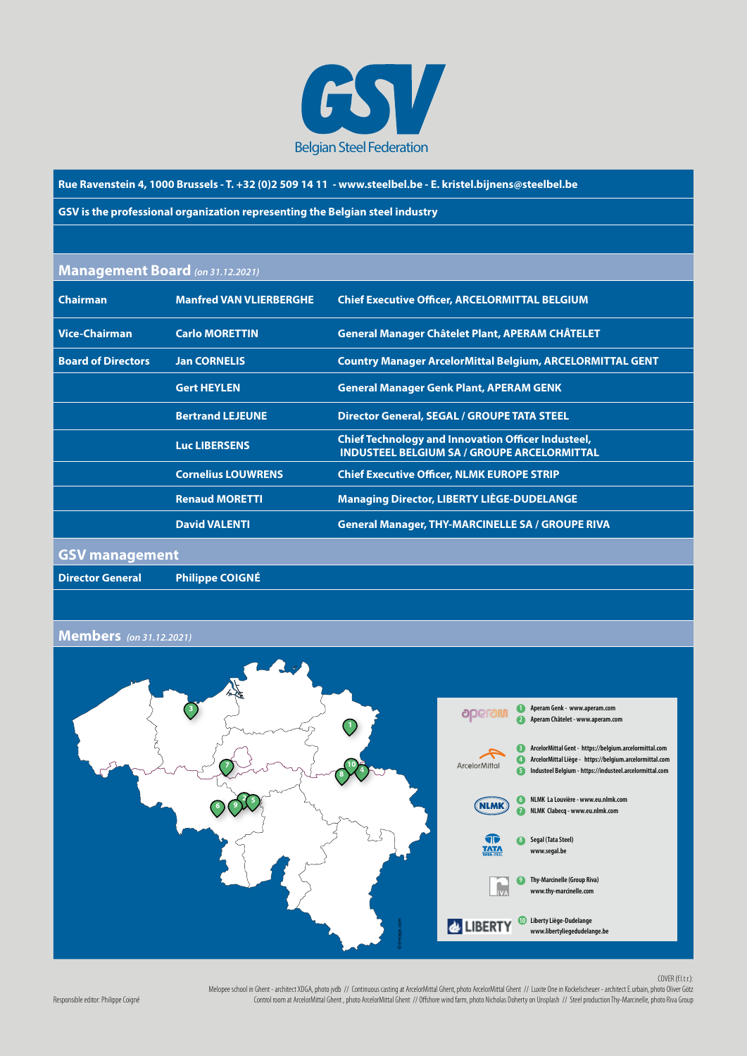# GSV

Belgian Steel Federation

**Rue Ravenstein 4, 1000 Brussels - T. +32 (0)2 509 14 11 - www.steelbel.be - E. kristel.bijnens@steelbel.be**

**GSV is the professional organization representing the Belgian steel industry**

## Management Board *(on 31.12.2021)*

| | | |
|---|---|---|
| **Chairman** | **Manfred VAN VLIERBERGHE** | **Chief Executive Officer, ARCELORMITTAL BELGIUM** |
| **Vice-Chairman** | **Carlo MORETTIN** | **General Manager Châtelet Plant, APERAM CHÂTELET** |
| **Board of Directors** | **Jan CORNELIS** | **Country Manager ArcelorMittal Belgium, ARCELORMITTAL GENT** |
| | **Gert HEYLEN** | **General Manager Genk Plant, APERAM GENK** |
| | **Bertrand LEJEUNE** | **Director General, SEGAL / GROUPE TATA STEEL** |
| | **Luc LIBERSENS** | **Chief Technology and Innovation Officer Industeel, INDUSTEEL BELGIUM SA / GROUPE ARCELORMITTAL** |
| | **Cornelius LOUWRENS** | **Chief Executive Officer, NLMK EUROPE STRIP** |
| | **Renaud MORETTI** | **Managing Director, LIBERTY LIÈGE-DUDELANGE** |
| | **David VALENTI** | **General Manager, THY-MARCINELLE SA / GROUPE RIVA** |

## GSV management

| | |
|---|---|
| **Director General** | **Philippe COIGNÉ** |

## Members *(on 31.12.2021)*

aperam
1. Aperam Genk - www.aperam.com
2. Aperam Châtelet - www.aperam.com

ArcelorMittal
3. ArcelorMittal Gent - https://belgium.arcelormittal.com
4. ArcelorMittal Liège - https://belgium.arcelormittal.com
5. Industeel Belgium - https://industeel.arcelormittal.com

NLMK
6. NLMK La Louvière - www.eu.nlmk.com
7. NLMK Clabecq - www.eu.nlmk.com

TATA STEEL
8. Segal (Tata Steel) www.segal.be

RIVA
9. Thy-Marcinelle (Group Riva) www.thy-marcinelle.com

LIBERTY
10. Liberty Liège-Dudelange www.libertyliegedudelange.be

COVER (f.l.t.r.):
Melopee school in Ghent - architect XDGA, photo jvdb // Continuous casting at ArcelorMittal Ghent, photo ArcelorMittal Ghent // Luxite One in Kockelscheuer - architect E.urbain, photo Oliver Götz
Control room at ArcelorMittal Ghent , photo ArcelorMittal Ghent // Offshore wind farm, photo Nicholas Doherty on Unsplash // Steel production Thy-Marcinelle, photo Riva Group

Responsible editor: Philippe Coigné